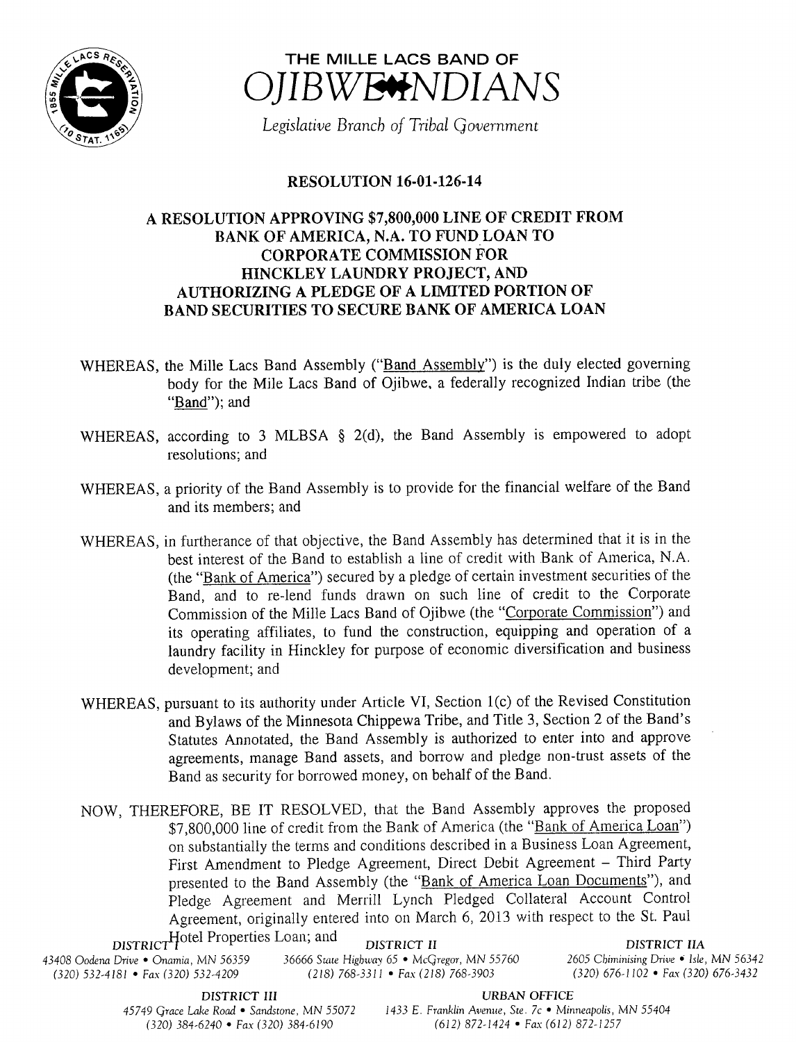# THE MILLE LACS BAND OF OJIBWE INDIANS

*Legislative Branch of Tribal Government*

## RESOLUTION 16-01-126-14

## A RESOLUTION APPROVING $7,800,000 LINE OF CREDIT FROM BANK OF AMERICA, N.A. TO FUND LOAN TO CORPORATE COMMISSION FOR HINCKLEY LAUNDRY PROJECT, AND AUTHORIZING A PLEDGE OF A LIMITED PORTION OF BAND SECURITIES TO SECURE BANK OF AMERICA LOAN

WHEREAS, the Mille Lacs Band Assembly ("Band Assembly") is the duly elected governing body for the Mile Lacs Band of Ojibwe, a federally recognized Indian tribe (the "Band"); and

WHEREAS, according to 3 MLBSA § 2(d), the Band Assembly is empowered to adopt resolutions; and

WHEREAS, a priority of the Band Assembly is to provide for the financial welfare of the Band and its members; and

WHEREAS, in furtherance of that objective, the Band Assembly has determined that it is in the best interest of the Band to establish a line of credit with Bank of America, N.A. (the "Bank of America") secured by a pledge of certain investment securities of the Band, and to re-lend funds drawn on such line of credit to the Corporate Commission of the Mille Lacs Band of Ojibwe (the "Corporate Commission") and its operating affiliates, to fund the construction, equipping and operation of a laundry facility in Hinckley for purpose of economic diversification and business development; and

WHEREAS, pursuant to its authority under Article VI, Section 1(c) of the Revised Constitution and Bylaws of the Minnesota Chippewa Tribe, and Title 3, Section 2 of the Band's Statutes Annotated, the Band Assembly is authorized to enter into and approve agreements, manage Band assets, and borrow and pledge non-trust assets of the Band as security for borrowed money, on behalf of the Band.

NOW, THEREFORE, BE IT RESOLVED, that the Band Assembly approves the proposed $7,800,000 line of credit from the Bank of America (the "Bank of America Loan") on substantially the terms and conditions described in a Business Loan Agreement, First Amendment to Pledge Agreement, Direct Debit Agreement – Third Party presented to the Band Assembly (the "Bank of America Loan Documents"), and Pledge Agreement and Merrill Lynch Pledged Collateral Account Control Agreement, originally entered into on March 6, 2013 with respect to the St. Paul Hotel Properties Loan; and

DISTRICT I
43408 Oodena Drive • Onamia, MN 56359
(320) 532-4181 • Fax (320) 532-4209

DISTRICT II
36666 State Highway 65 • McGregor, MN 55760
(218) 768-3311 • Fax (218) 768-3903

DISTRICT IIA
2605 Chiminising Drive • Isle, MN 56342
(320) 676-1102 • Fax (320) 676-3432

DISTRICT III
45749 Grace Lake Road • Sandstone, MN 55072
(320) 384-6240 • Fax (320) 384-6190

URBAN OFFICE
1433 E. Franklin Avenue, Ste. 7c • Minneapolis, MN 55404
(612) 872-1424 • Fax (612) 872-1257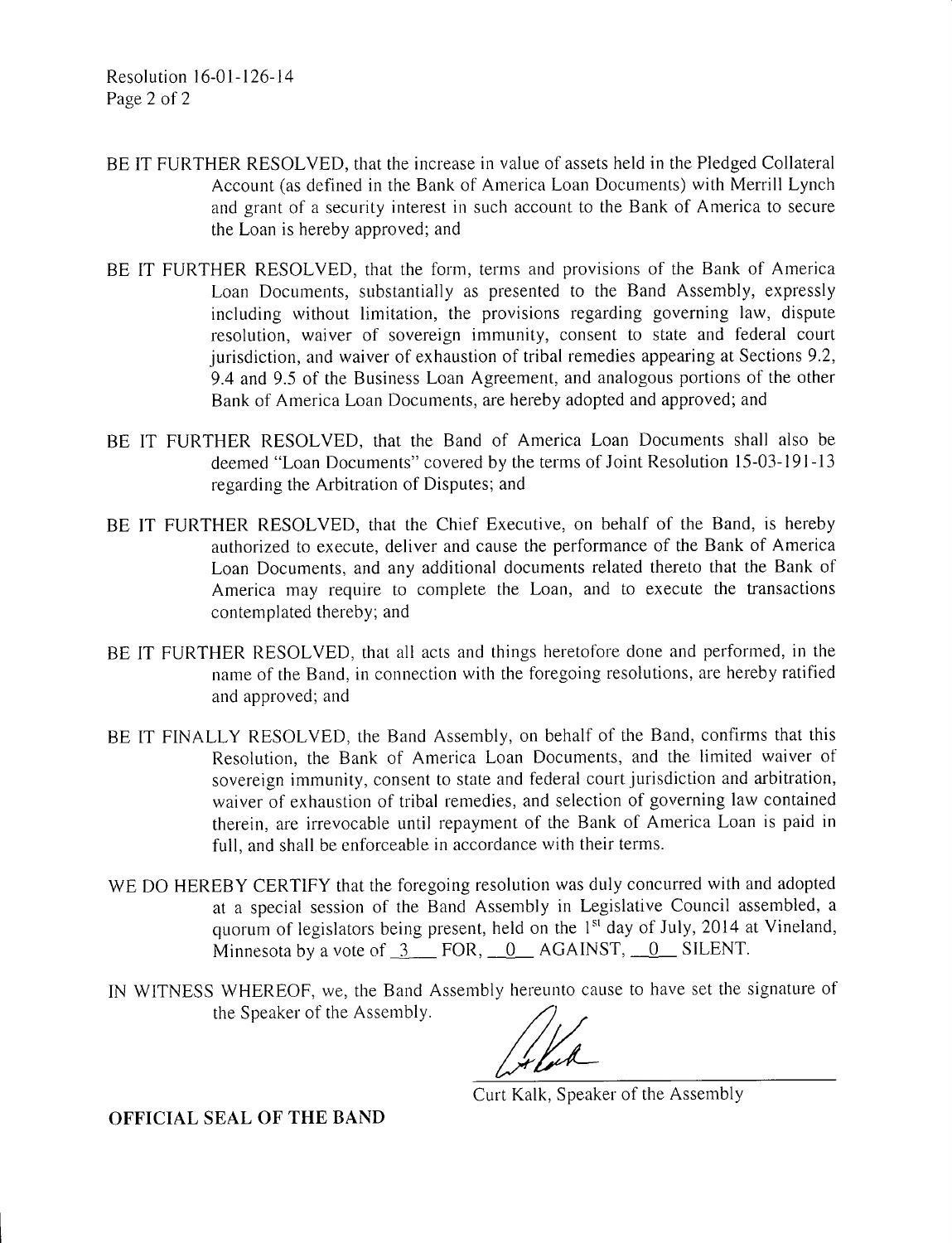BE IT FURTHER RESOLVED, that the increase in value of assets held in the Pledged Collateral Account (as defined in the Bank of America Loan Documents) with Merrill Lynch and grant of a security interest in such account to the Bank of America to secure the Loan is hereby approved; and

BE IT FURTHER RESOLVED, that the form, terms and provisions of the Bank of America Loan Documents, substantially as presented to the Band Assembly, expressly including without limitation, the provisions regarding governing law, dispute resolution, waiver of sovereign immunity, consent to state and federal court jurisdiction, and waiver of exhaustion of tribal remedies appearing at Sections 9.2, 9.4 and 9.5 of the Business Loan Agreement, and analogous portions of the other Bank of America Loan Documents, are hereby adopted and approved; and

BE IT FURTHER RESOLVED, that the Band of America Loan Documents shall also be deemed "Loan Documents" covered by the terms of Joint Resolution 15-03-191-13 regarding the Arbitration of Disputes; and

BE IT FURTHER RESOLVED, that the Chief Executive, on behalf of the Band, is hereby authorized to execute, deliver and cause the performance of the Bank of America Loan Documents, and any additional documents related thereto that the Bank of America may require to complete the Loan, and to execute the transactions contemplated thereby; and

BE IT FURTHER RESOLVED, that all acts and things heretofore done and performed, in the name of the Band, in connection with the foregoing resolutions, are hereby ratified and approved; and

BE IT FINALLY RESOLVED, the Band Assembly, on behalf of the Band, confirms that this Resolution, the Bank of America Loan Documents, and the limited waiver of sovereign immunity, consent to state and federal court jurisdiction and arbitration, waiver of exhaustion of tribal remedies, and selection of governing law contained therein, are irrevocable until repayment of the Bank of America Loan is paid in full, and shall be enforceable in accordance with their terms.

WE DO HEREBY CERTIFY that the foregoing resolution was duly concurred with and adopted at a special session of the Band Assembly in Legislative Council assembled, a quorum of legislators being present, held on the 1st day of July, 2014 at Vineland, Minnesota by a vote of 3 FOR, 0 AGAINST, 0 SILENT.

IN WITNESS WHEREOF, we, the Band Assembly hereunto cause to have set the signature of the Speaker of the Assembly.

Curt Kalk, Speaker of the Assembly

**OFFICIAL SEAL OF THE BAND**